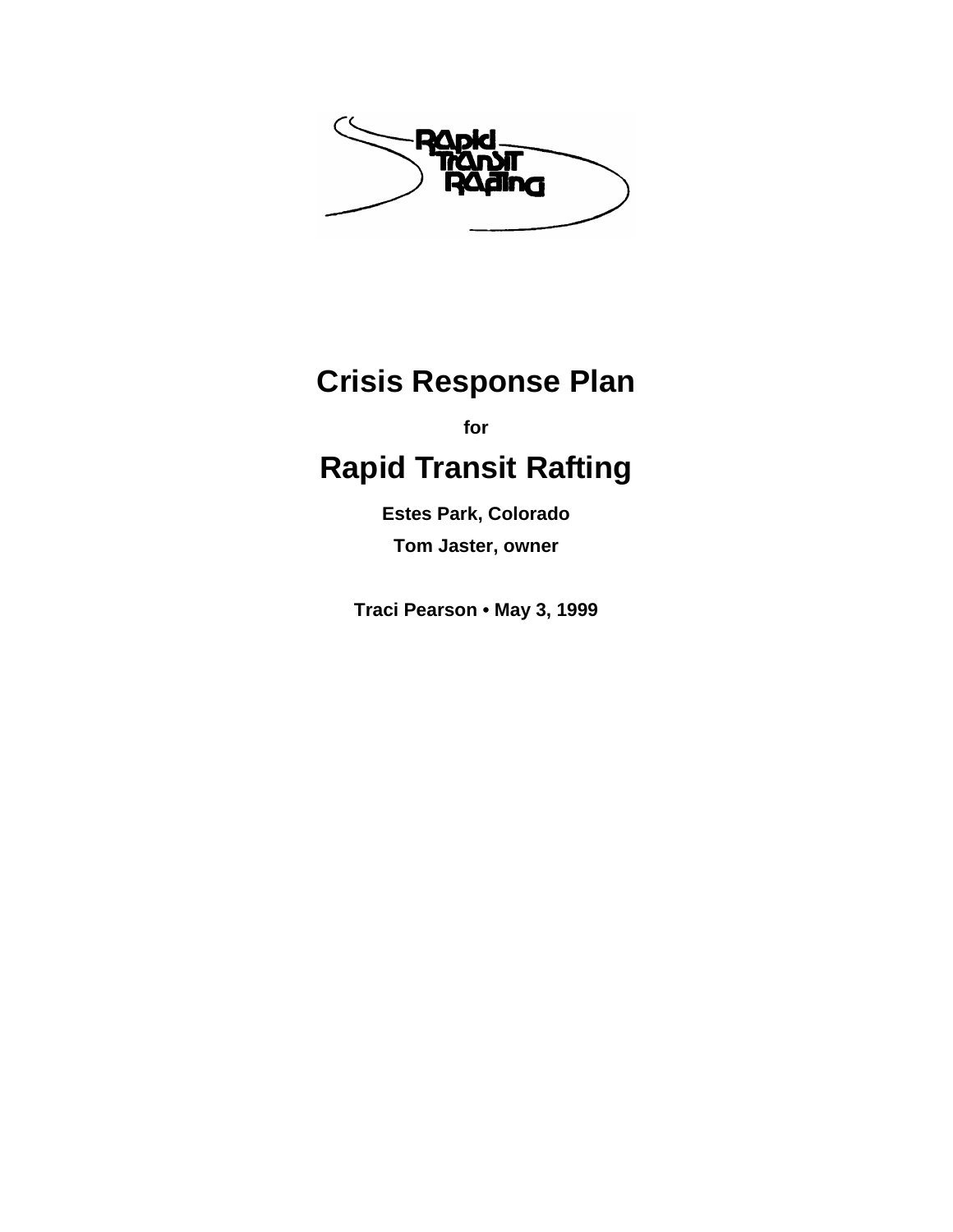# Crisis Response Plan

**for**

# Rapid Transit Rafting

**Estes Park, Colorado**

**Tom Jaster, owner**

**Traci Pearson • May 3, 1999**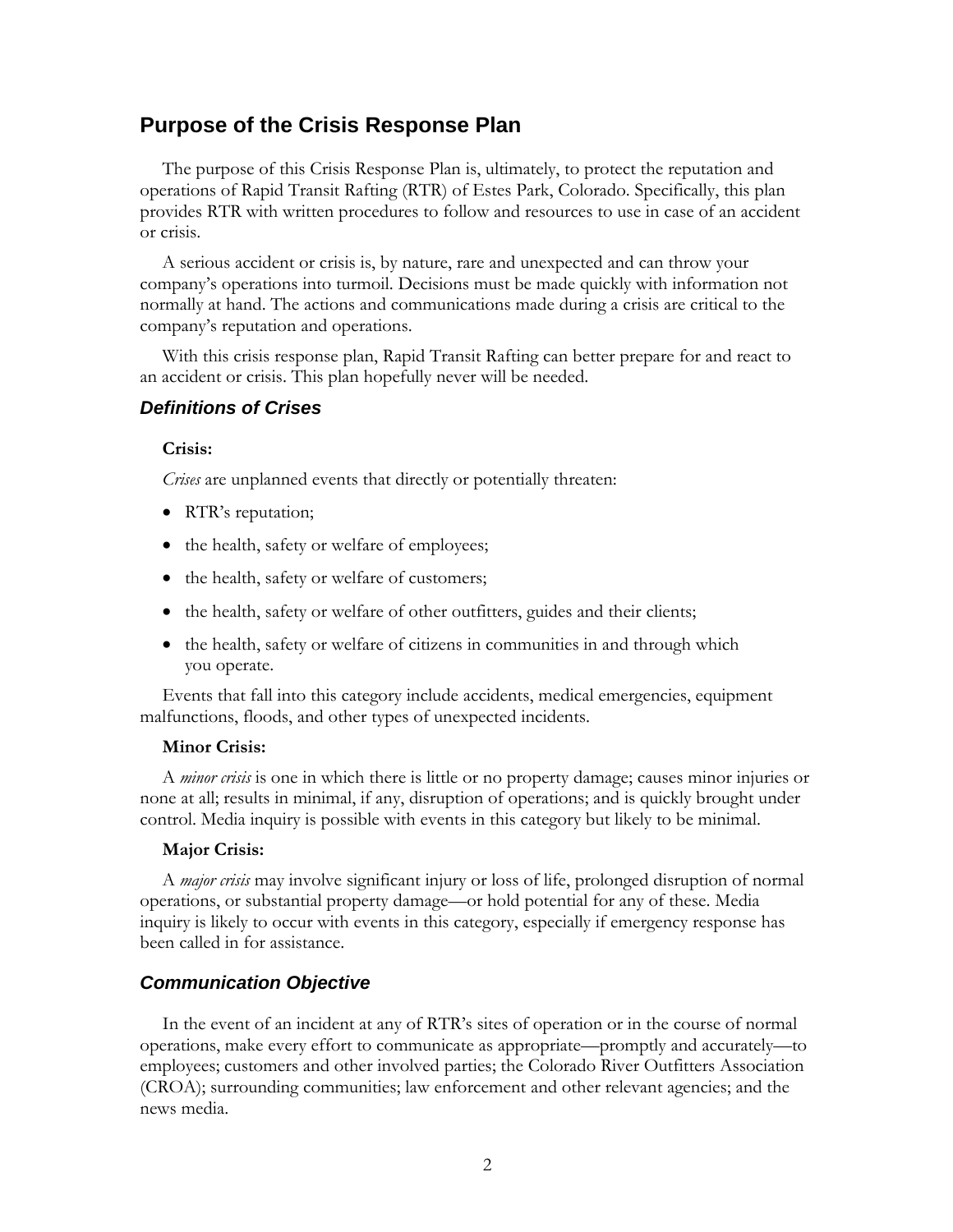## Purpose of the Crisis Response Plan

The purpose of this Crisis Response Plan is, ultimately, to protect the reputation and operations of Rapid Transit Rafting (RTR) of Estes Park, Colorado. Specifically, this plan provides RTR with written procedures to follow and resources to use in case of an accident or crisis.

A serious accident or crisis is, by nature, rare and unexpected and can throw your company's operations into turmoil. Decisions must be made quickly with information not normally at hand. The actions and communications made during a crisis are critical to the company's reputation and operations.

With this crisis response plan, Rapid Transit Rafting can better prepare for and react to an accident or crisis. This plan hopefully never will be needed.

### *Definitions of Crises*

**Crisis:**

*Crises* are unplanned events that directly or potentially threaten:

- RTR's reputation;
- the health, safety or welfare of employees;
- the health, safety or welfare of customers;
- the health, safety or welfare of other outfitters, guides and their clients;
- the health, safety or welfare of citizens in communities in and through which you operate.

Events that fall into this category include accidents, medical emergencies, equipment malfunctions, floods, and other types of unexpected incidents.

**Minor Crisis:**

A *minor crisis* is one in which there is little or no property damage; causes minor injuries or none at all; results in minimal, if any, disruption of operations; and is quickly brought under control. Media inquiry is possible with events in this category but likely to be minimal.

**Major Crisis:**

A *major crisis* may involve significant injury or loss of life, prolonged disruption of normal operations, or substantial property damage—or hold potential for any of these. Media inquiry is likely to occur with events in this category, especially if emergency response has been called in for assistance.

### *Communication Objective*

In the event of an incident at any of RTR's sites of operation or in the course of normal operations, make every effort to communicate as appropriate—promptly and accurately—to employees; customers and other involved parties; the Colorado River Outfitters Association (CROA); surrounding communities; law enforcement and other relevant agencies; and the news media.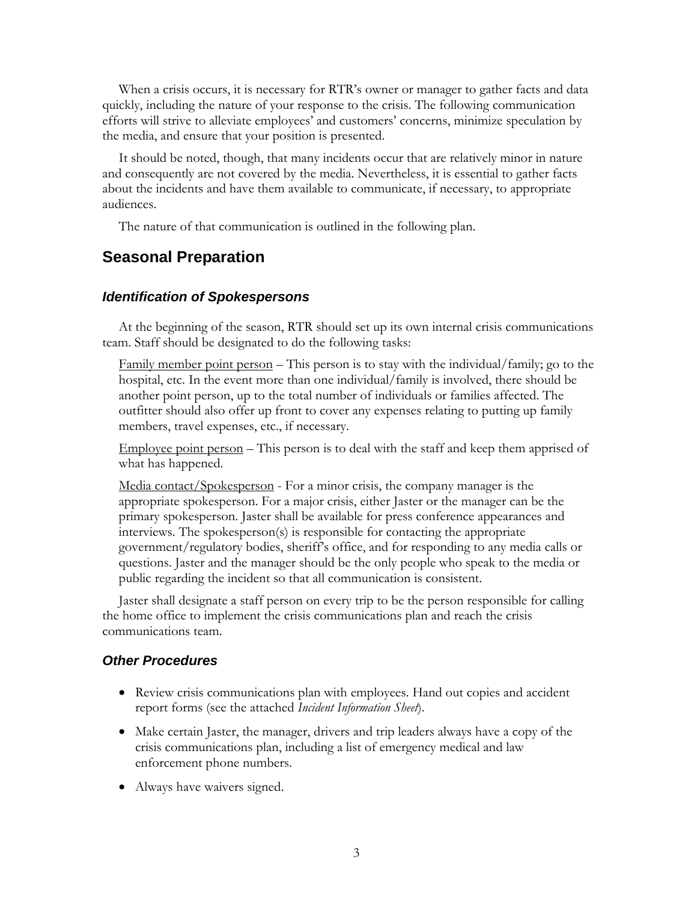When a crisis occurs, it is necessary for RTR's owner or manager to gather facts and data quickly, including the nature of your response to the crisis. The following communication efforts will strive to alleviate employees' and customers' concerns, minimize speculation by the media, and ensure that your position is presented.

It should be noted, though, that many incidents occur that are relatively minor in nature and consequently are not covered by the media. Nevertheless, it is essential to gather facts about the incidents and have them available to communicate, if necessary, to appropriate audiences.

The nature of that communication is outlined in the following plan.

## Seasonal Preparation

### *Identification of Spokespersons*

At the beginning of the season, RTR should set up its own internal crisis communications team. Staff should be designated to do the following tasks:

<u>Family member point person</u> – This person is to stay with the individual/family; go to the hospital, etc. In the event more than one individual/family is involved, there should be another point person, up to the total number of individuals or families affected. The outfitter should also offer up front to cover any expenses relating to putting up family members, travel expenses, etc., if necessary.

<u>Employee point person</u> – This person is to deal with the staff and keep them apprised of what has happened.

<u>Media contact/Spokesperson</u> - For a minor crisis, the company manager is the appropriate spokesperson. For a major crisis, either Jaster or the manager can be the primary spokesperson. Jaster shall be available for press conference appearances and interviews. The spokesperson(s) is responsible for contacting the appropriate government/regulatory bodies, sheriff's office, and for responding to any media calls or questions. Jaster and the manager should be the only people who speak to the media or public regarding the incident so that all communication is consistent.

Jaster shall designate a staff person on every trip to be the person responsible for calling the home office to implement the crisis communications plan and reach the crisis communications team.

### *Other Procedures*

- Review crisis communications plan with employees. Hand out copies and accident report forms (see the attached *Incident Information Sheet*).
- Make certain Jaster, the manager, drivers and trip leaders always have a copy of the crisis communications plan, including a list of emergency medical and law enforcement phone numbers.
- Always have waivers signed.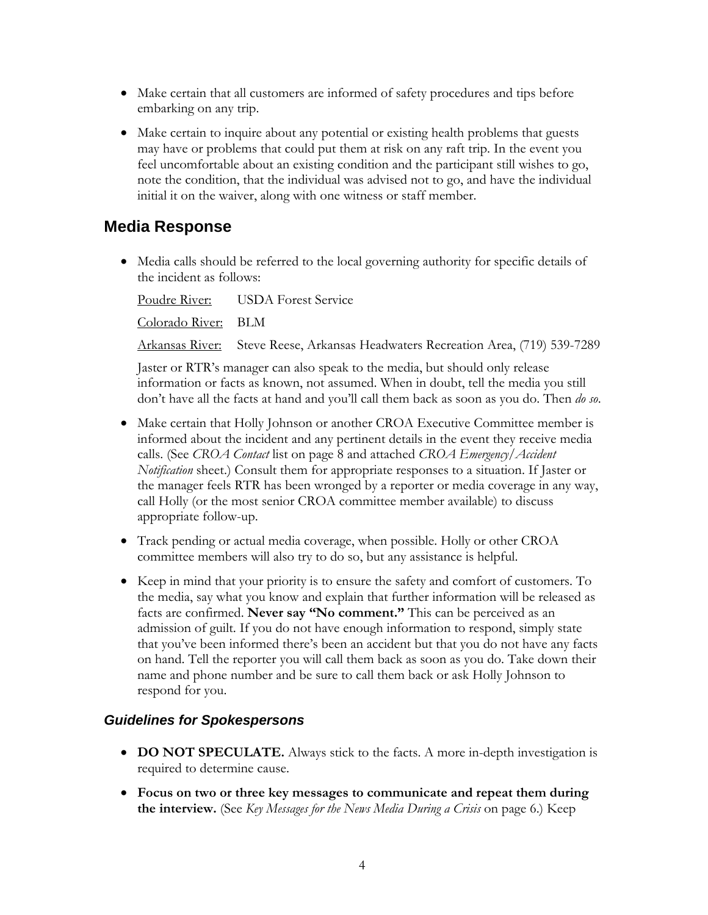- Make certain that all customers are informed of safety procedures and tips before embarking on any trip.
- Make certain to inquire about any potential or existing health problems that guests may have or problems that could put them at risk on any raft trip. In the event you feel uncomfortable about an existing condition and the participant still wishes to go, note the condition, that the individual was advised not to go, and have the individual initial it on the waiver, along with one witness or staff member.

## Media Response

- Media calls should be referred to the local governing authority for specific details of the incident as follows:

  Poudre River: USDA Forest Service

  Colorado River: BLM

  Arkansas River: Steve Reese, Arkansas Headwaters Recreation Area, (719) 539-7289

  Jaster or RTR's manager can also speak to the media, but should only release information or facts as known, not assumed. When in doubt, tell the media you still don't have all the facts at hand and you'll call them back as soon as you do. Then *do so*.
- Make certain that Holly Johnson or another CROA Executive Committee member is informed about the incident and any pertinent details in the event they receive media calls. (See *CROA Contact* list on page 8 and attached *CROA Emergency/Accident Notification* sheet.) Consult them for appropriate responses to a situation. If Jaster or the manager feels RTR has been wronged by a reporter or media coverage in any way, call Holly (or the most senior CROA committee member available) to discuss appropriate follow-up.
- Track pending or actual media coverage, when possible. Holly or other CROA committee members will also try to do so, but any assistance is helpful.
- Keep in mind that your priority is to ensure the safety and comfort of customers. To the media, say what you know and explain that further information will be released as facts are confirmed. **Never say "No comment."** This can be perceived as an admission of guilt. If you do not have enough information to respond, simply state that you've been informed there's been an accident but that you do not have any facts on hand. Tell the reporter you will call them back as soon as you do. Take down their name and phone number and be sure to call them back or ask Holly Johnson to respond for you.

### *Guidelines for Spokespersons*

- **DO NOT SPECULATE.** Always stick to the facts. A more in-depth investigation is required to determine cause.
- **Focus on two or three key messages to communicate and repeat them during the interview.** (See *Key Messages for the News Media During a Crisis* on page 6.) Keep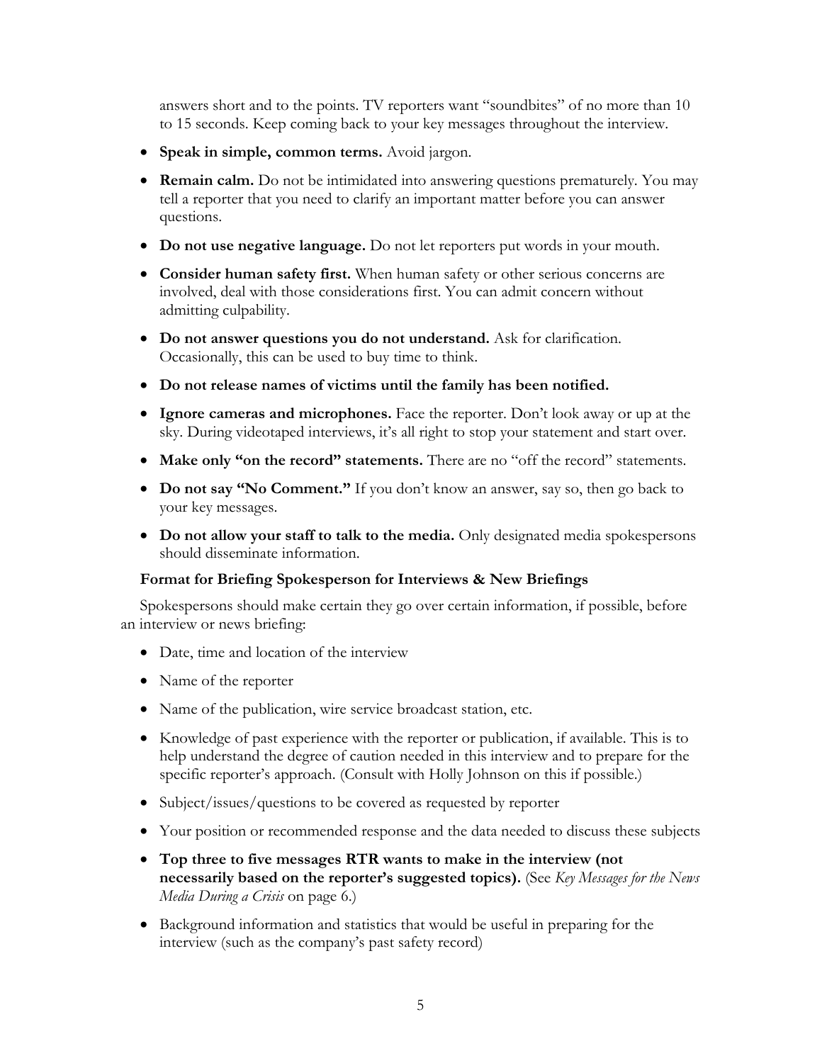answers short and to the points. TV reporters want "soundbites" of no more than 10 to 15 seconds. Keep coming back to your key messages throughout the interview.

- **Speak in simple, common terms.** Avoid jargon.
- **Remain calm.** Do not be intimidated into answering questions prematurely. You may tell a reporter that you need to clarify an important matter before you can answer questions.
- **Do not use negative language.** Do not let reporters put words in your mouth.
- **Consider human safety first.** When human safety or other serious concerns are involved, deal with those considerations first. You can admit concern without admitting culpability.
- **Do not answer questions you do not understand.** Ask for clarification. Occasionally, this can be used to buy time to think.
- **Do not release names of victims until the family has been notified.**
- **Ignore cameras and microphones.** Face the reporter. Don't look away or up at the sky. During videotaped interviews, it's all right to stop your statement and start over.
- **Make only "on the record" statements.** There are no "off the record" statements.
- **Do not say "No Comment."** If you don't know an answer, say so, then go back to your key messages.
- **Do not allow your staff to talk to the media.** Only designated media spokespersons should disseminate information.

**Format for Briefing Spokesperson for Interviews & New Briefings**

Spokespersons should make certain they go over certain information, if possible, before an interview or news briefing:

- Date, time and location of the interview
- Name of the reporter
- Name of the publication, wire service broadcast station, etc.
- Knowledge of past experience with the reporter or publication, if available. This is to help understand the degree of caution needed in this interview and to prepare for the specific reporter's approach. (Consult with Holly Johnson on this if possible.)
- Subject/issues/questions to be covered as requested by reporter
- Your position or recommended response and the data needed to discuss these subjects
- **Top three to five messages RTR wants to make in the interview (not necessarily based on the reporter's suggested topics).** (See *Key Messages for the News Media During a Crisis* on page 6.)
- Background information and statistics that would be useful in preparing for the interview (such as the company's past safety record)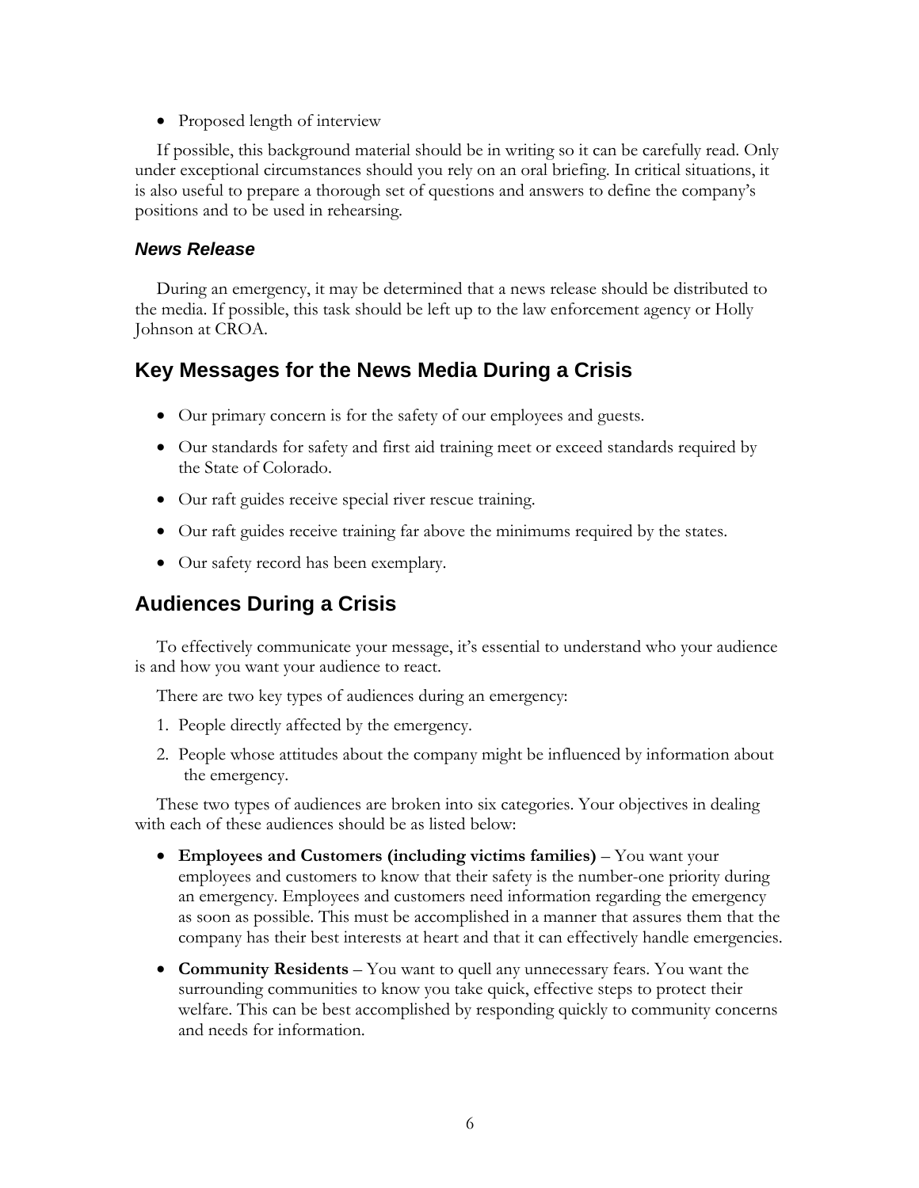- Proposed length of interview

If possible, this background material should be in writing so it can be carefully read. Only under exceptional circumstances should you rely on an oral briefing. In critical situations, it is also useful to prepare a thorough set of questions and answers to define the company's positions and to be used in rehearsing.

### *News Release*

During an emergency, it may be determined that a news release should be distributed to the media. If possible, this task should be left up to the law enforcement agency or Holly Johnson at CROA.

## Key Messages for the News Media During a Crisis

- Our primary concern is for the safety of our employees and guests.
- Our standards for safety and first aid training meet or exceed standards required by the State of Colorado.
- Our raft guides receive special river rescue training.
- Our raft guides receive training far above the minimums required by the states.
- Our safety record has been exemplary.

## Audiences During a Crisis

To effectively communicate your message, it's essential to understand who your audience is and how you want your audience to react.

There are two key types of audiences during an emergency:

1. People directly affected by the emergency.
2. People whose attitudes about the company might be influenced by information about the emergency.

These two types of audiences are broken into six categories. Your objectives in dealing with each of these audiences should be as listed below:

- **Employees and Customers (including victims families)** – You want your employees and customers to know that their safety is the number-one priority during an emergency. Employees and customers need information regarding the emergency as soon as possible. This must be accomplished in a manner that assures them that the company has their best interests at heart and that it can effectively handle emergencies.
- **Community Residents** – You want to quell any unnecessary fears. You want the surrounding communities to know you take quick, effective steps to protect their welfare. This can be best accomplished by responding quickly to community concerns and needs for information.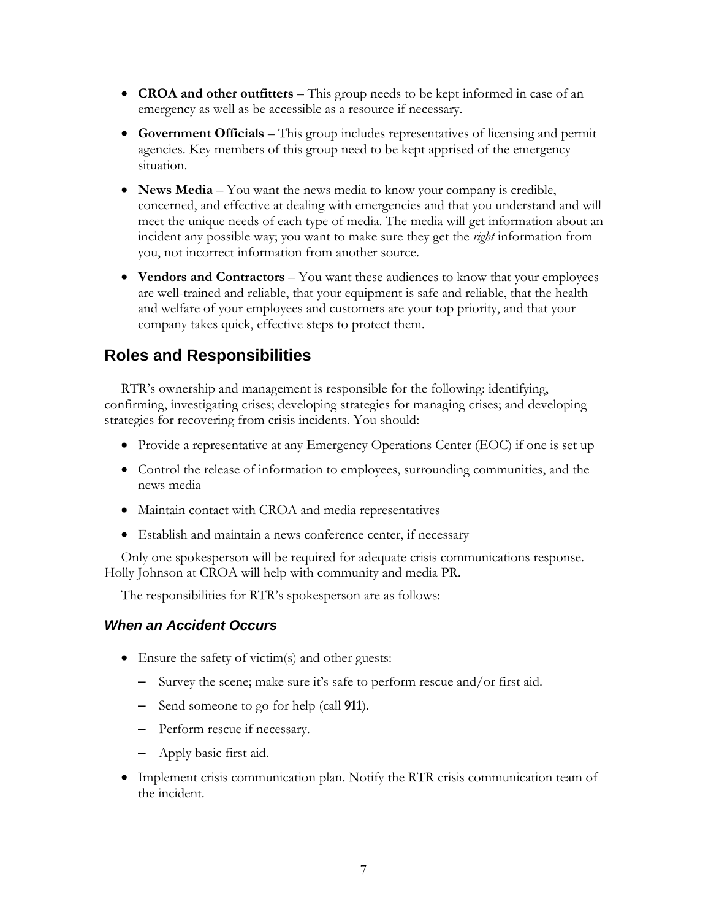- **CROA and other outfitters** – This group needs to be kept informed in case of an emergency as well as be accessible as a resource if necessary.
- **Government Officials** – This group includes representatives of licensing and permit agencies. Key members of this group need to be kept apprised of the emergency situation.
- **News Media** – You want the news media to know your company is credible, concerned, and effective at dealing with emergencies and that you understand and will meet the unique needs of each type of media. The media will get information about an incident any possible way; you want to make sure they get the *right* information from you, not incorrect information from another source.
- **Vendors and Contractors** – You want these audiences to know that your employees are well-trained and reliable, that your equipment is safe and reliable, that the health and welfare of your employees and customers are your top priority, and that your company takes quick, effective steps to protect them.

## Roles and Responsibilities

RTR's ownership and management is responsible for the following: identifying, confirming, investigating crises; developing strategies for managing crises; and developing strategies for recovering from crisis incidents. You should:

- Provide a representative at any Emergency Operations Center (EOC) if one is set up
- Control the release of information to employees, surrounding communities, and the news media
- Maintain contact with CROA and media representatives
- Establish and maintain a news conference center, if necessary

Only one spokesperson will be required for adequate crisis communications response. Holly Johnson at CROA will help with community and media PR.

The responsibilities for RTR's spokesperson are as follows:

### *When an Accident Occurs*

- Ensure the safety of victim(s) and other guests:
  - Survey the scene; make sure it's safe to perform rescue and/or first aid.
  - Send someone to go for help (call **911**).
  - Perform rescue if necessary.
  - Apply basic first aid.
- Implement crisis communication plan. Notify the RTR crisis communication team of the incident.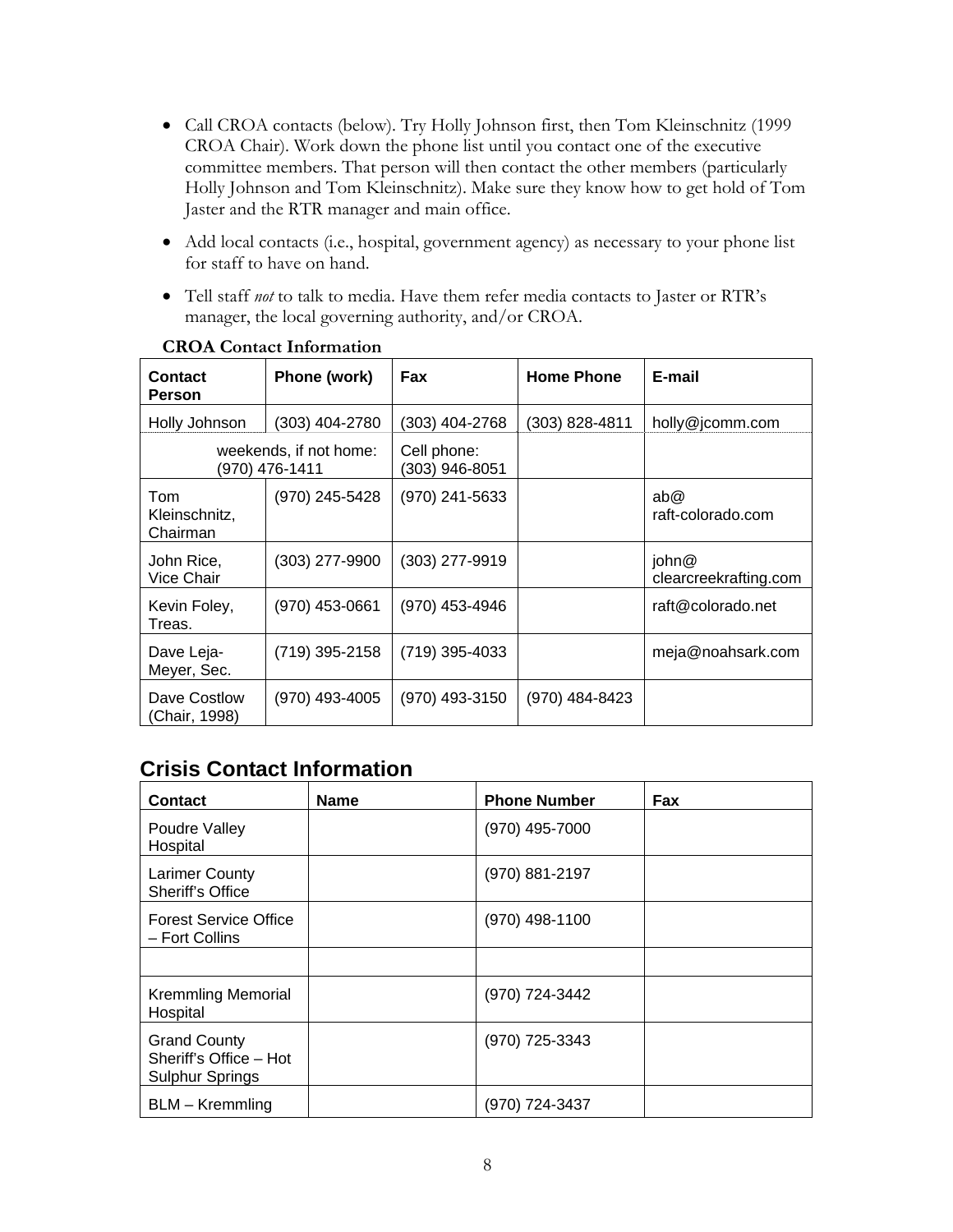- Call CROA contacts (below). Try Holly Johnson first, then Tom Kleinschnitz (1999 CROA Chair). Work down the phone list until you contact one of the executive committee members. That person will then contact the other members (particularly Holly Johnson and Tom Kleinschnitz). Make sure they know how to get hold of Tom Jaster and the RTR manager and main office.
- Add local contacts (i.e., hospital, government agency) as necessary to your phone list for staff to have on hand.
- Tell staff *not* to talk to media. Have them refer media contacts to Jaster or RTR's manager, the local governing authority, and/or CROA.

**CROA Contact Information**

| Contact Person | Phone (work) | Fax | Home Phone | E-mail |
|---|---|---|---|---|
| Holly Johnson | (303) 404-2780 | (303) 404-2768 | (303) 828-4811 | holly@jcomm.com |
| weekends, if not home: (970) 476-1411 | | Cell phone: (303) 946-8051 | | |
| Tom Kleinschnitz, Chairman | (970) 245-5428 | (970) 241-5633 | | ab@ raft-colorado.com |
| John Rice, Vice Chair | (303) 277-9900 | (303) 277-9919 | | john@ clearcreekrafting.com |
| Kevin Foley, Treas. | (970) 453-0661 | (970) 453-4946 | | raft@colorado.net |
| Dave Leja-Meyer, Sec. | (719) 395-2158 | (719) 395-4033 | | meja@noahsark.com |
| Dave Costlow (Chair, 1998) | (970) 493-4005 | (970) 493-3150 | (970) 484-8423 | |

## Crisis Contact Information

| Contact | Name | Phone Number | Fax |
|---|---|---|---|
| Poudre Valley Hospital | | (970) 495-7000 | |
| Larimer County Sheriff's Office | | (970) 881-2197 | |
| Forest Service Office – Fort Collins | | (970) 498-1100 | |
| | | | |
| Kremmling Memorial Hospital | | (970) 724-3442 | |
| Grand County Sheriff's Office – Hot Sulphur Springs | | (970) 725-3343 | |
| BLM – Kremmling | | (970) 724-3437 | |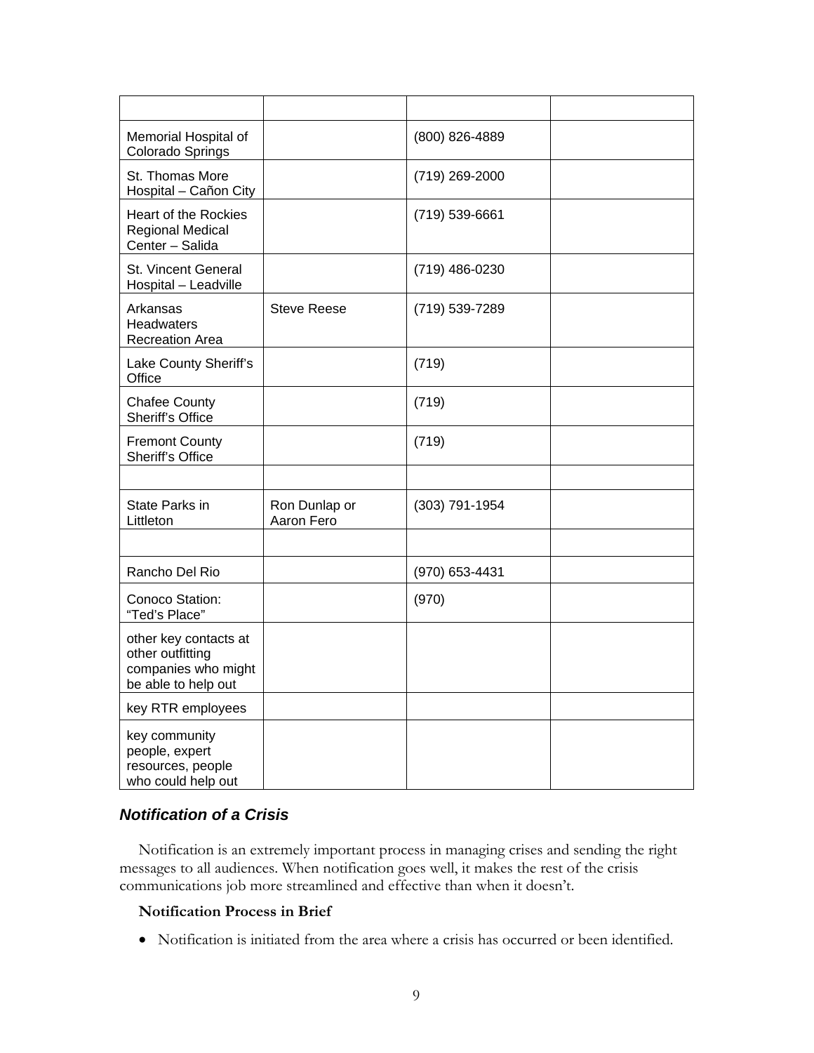| | | | |
|---|---|---|---|
| Memorial Hospital of Colorado Springs | | (800) 826-4889 | |
| St. Thomas More Hospital – Cañon City | | (719) 269-2000 | |
| Heart of the Rockies Regional Medical Center – Salida | | (719) 539-6661 | |
| St. Vincent General Hospital – Leadville | | (719) 486-0230 | |
| Arkansas Headwaters Recreation Area | Steve Reese | (719) 539-7289 | |
| Lake County Sheriff's Office | | (719) | |
| Chafee County Sheriff's Office | | (719) | |
| Fremont County Sheriff's Office | | (719) | |
| | | | |
| State Parks in Littleton | Ron Dunlap or Aaron Fero | (303) 791-1954 | |
| | | | |
| Rancho Del Rio | | (970) 653-4431 | |
| Conoco Station: "Ted's Place" | | (970) | |
| other key contacts at other outfitting companies who might be able to help out | | | |
| key RTR employees | | | |
| key community people, expert resources, people who could help out | | | |

### *Notification of a Crisis*

Notification is an extremely important process in managing crises and sending the right messages to all audiences. When notification goes well, it makes the rest of the crisis communications job more streamlined and effective than when it doesn't.

**Notification Process in Brief**

- Notification is initiated from the area where a crisis has occurred or been identified.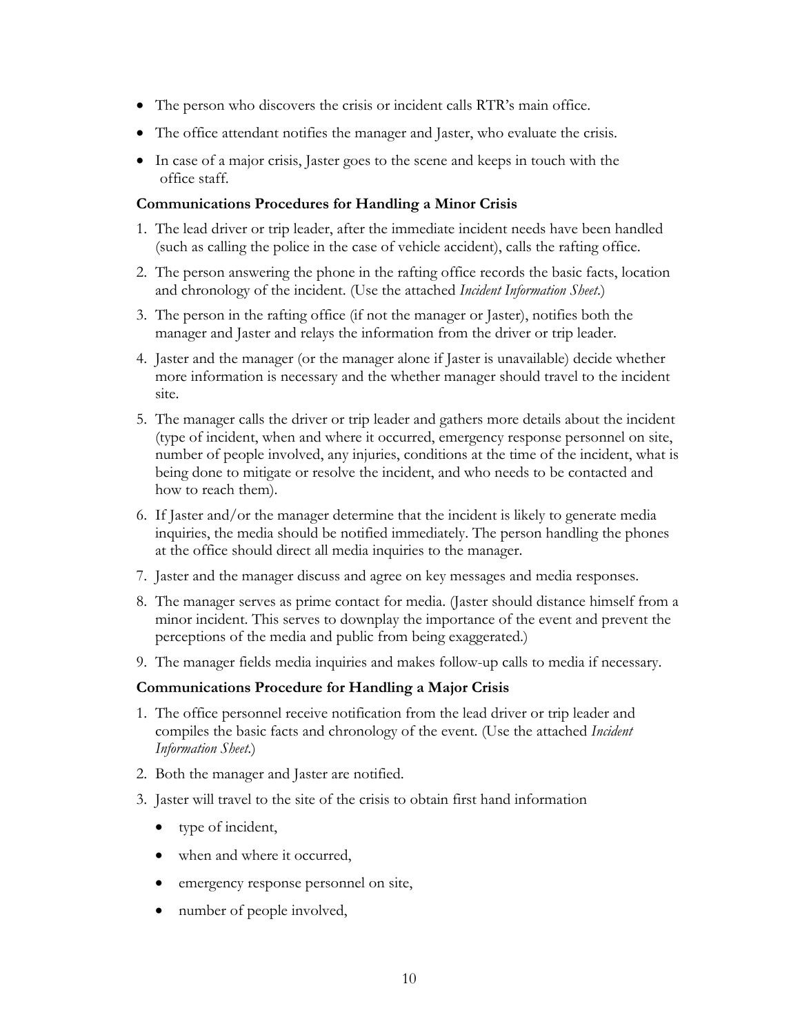- The person who discovers the crisis or incident calls RTR's main office.
- The office attendant notifies the manager and Jaster, who evaluate the crisis.
- In case of a major crisis, Jaster goes to the scene and keeps in touch with the office staff.

**Communications Procedures for Handling a Minor Crisis**

1. The lead driver or trip leader, after the immediate incident needs have been handled (such as calling the police in the case of vehicle accident), calls the rafting office.
2. The person answering the phone in the rafting office records the basic facts, location and chronology of the incident. (Use the attached *Incident Information Sheet*.)
3. The person in the rafting office (if not the manager or Jaster), notifies both the manager and Jaster and relays the information from the driver or trip leader.
4. Jaster and the manager (or the manager alone if Jaster is unavailable) decide whether more information is necessary and the whether manager should travel to the incident site.
5. The manager calls the driver or trip leader and gathers more details about the incident (type of incident, when and where it occurred, emergency response personnel on site, number of people involved, any injuries, conditions at the time of the incident, what is being done to mitigate or resolve the incident, and who needs to be contacted and how to reach them).
6. If Jaster and/or the manager determine that the incident is likely to generate media inquiries, the media should be notified immediately. The person handling the phones at the office should direct all media inquiries to the manager.
7. Jaster and the manager discuss and agree on key messages and media responses.
8. The manager serves as prime contact for media. (Jaster should distance himself from a minor incident. This serves to downplay the importance of the event and prevent the perceptions of the media and public from being exaggerated.)
9. The manager fields media inquiries and makes follow-up calls to media if necessary.

**Communications Procedure for Handling a Major Crisis**

1. The office personnel receive notification from the lead driver or trip leader and compiles the basic facts and chronology of the event. (Use the attached *Incident Information Sheet*.)
2. Both the manager and Jaster are notified.
3. Jaster will travel to the site of the crisis to obtain first hand information
   - type of incident,
   - when and where it occurred,
   - emergency response personnel on site,
   - number of people involved,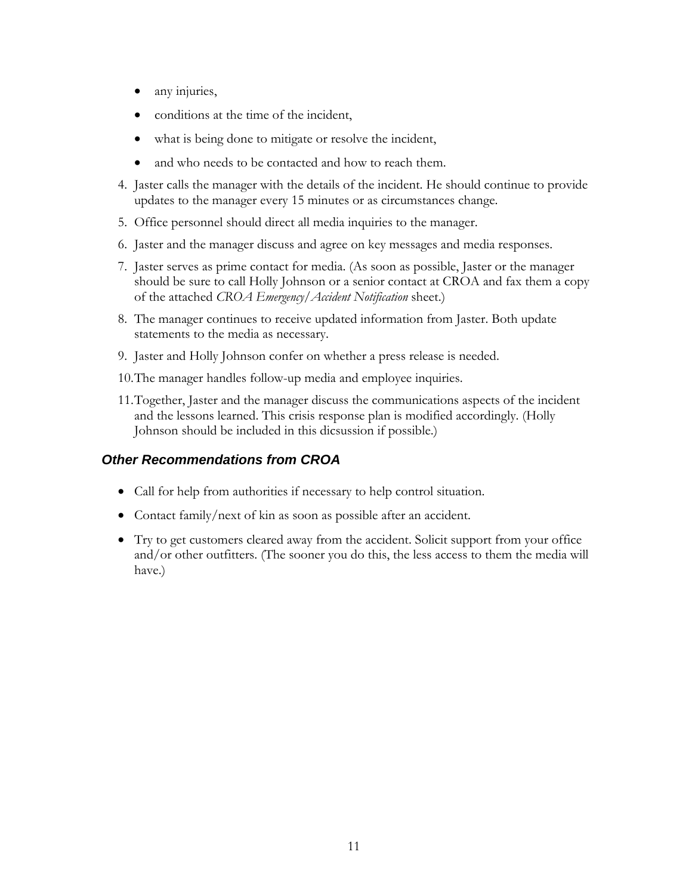- any injuries,
- conditions at the time of the incident,
- what is being done to mitigate or resolve the incident,
- and who needs to be contacted and how to reach them.

4. Jaster calls the manager with the details of the incident. He should continue to provide updates to the manager every 15 minutes or as circumstances change.
5. Office personnel should direct all media inquiries to the manager.
6. Jaster and the manager discuss and agree on key messages and media responses.
7. Jaster serves as prime contact for media. (As soon as possible, Jaster or the manager should be sure to call Holly Johnson or a senior contact at CROA and fax them a copy of the attached *CROA Emergency/Accident Notification* sheet.)
8. The manager continues to receive updated information from Jaster. Both update statements to the media as necessary.
9. Jaster and Holly Johnson confer on whether a press release is needed.
10. The manager handles follow-up media and employee inquiries.
11. Together, Jaster and the manager discuss the communications aspects of the incident and the lessons learned. This crisis response plan is modified accordingly. (Holly Johnson should be included in this dicsussion if possible.)

### *Other Recommendations from CROA*

- Call for help from authorities if necessary to help control situation.
- Contact family/next of kin as soon as possible after an accident.
- Try to get customers cleared away from the accident. Solicit support from your office and/or other outfitters. (The sooner you do this, the less access to them the media will have.)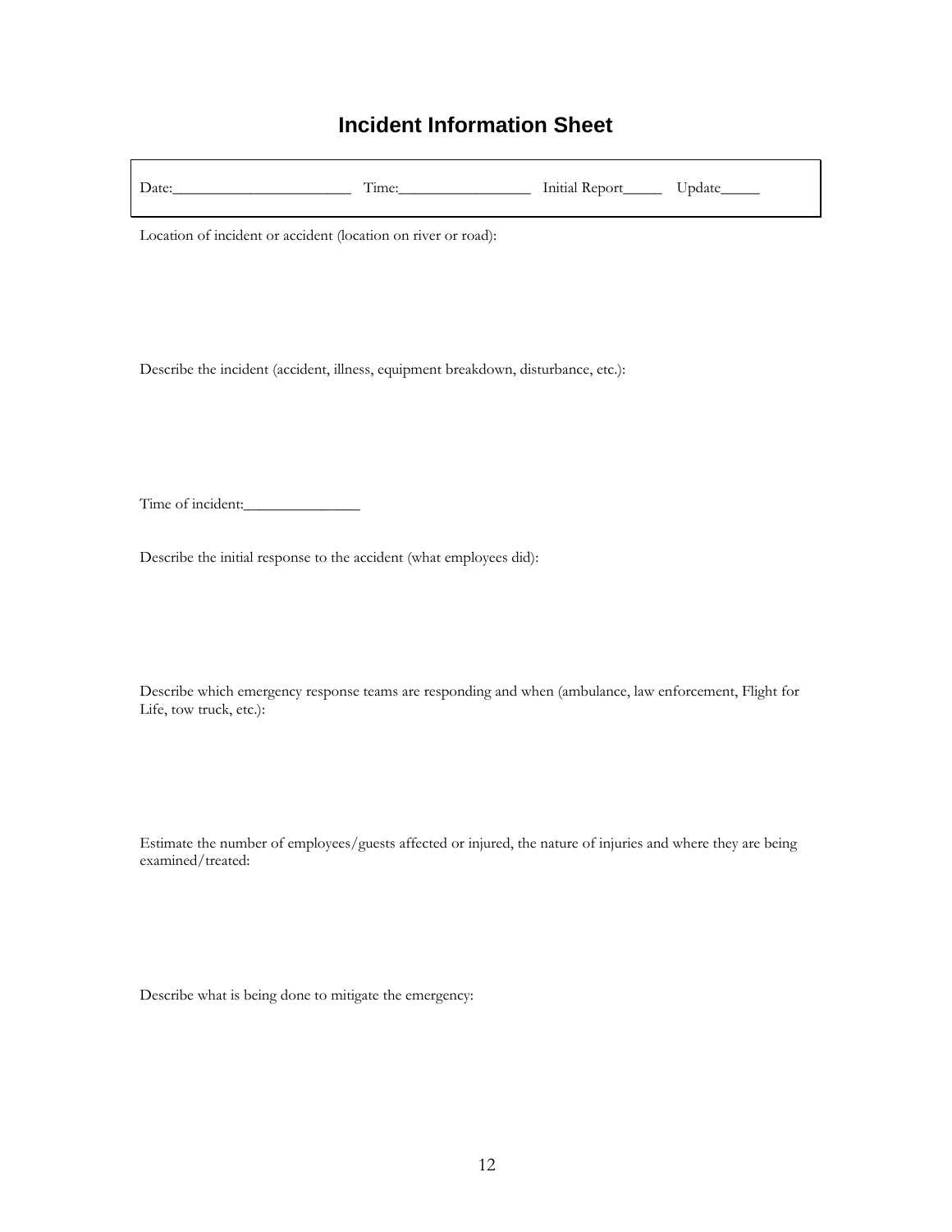# Incident Information Sheet

Date:_______________________ Time:_________________ Initial Report_____ Update_____

Location of incident or accident (location on river or road):

Describe the incident (accident, illness, equipment breakdown, disturbance, etc.):

Time of incident:_______________

Describe the initial response to the accident (what employees did):

Describe which emergency response teams are responding and when (ambulance, law enforcement, Flight for Life, tow truck, etc.):

Estimate the number of employees/guests affected or injured, the nature of injuries and where they are being examined/treated:

Describe what is being done to mitigate the emergency: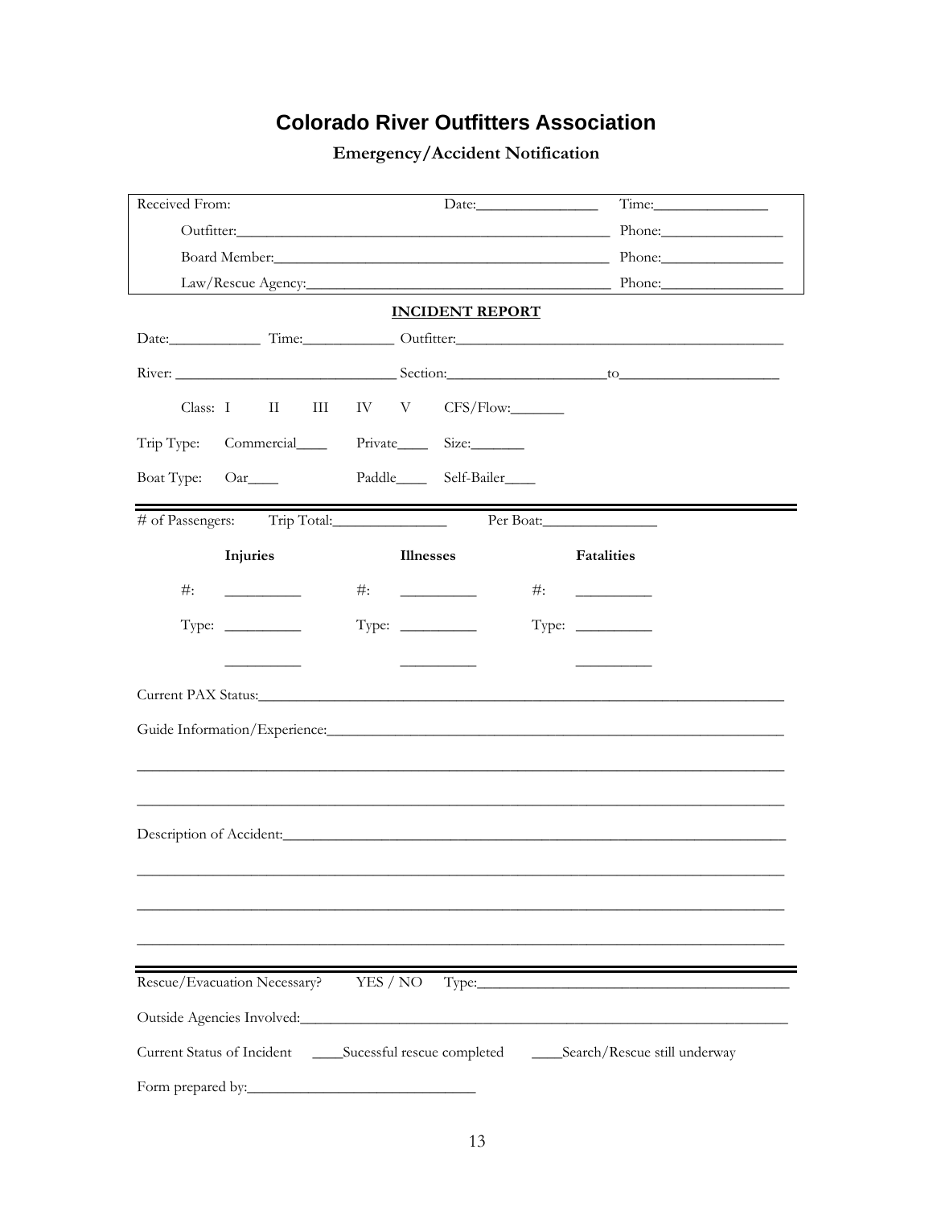# Colorado River Outfitters Association

## Emergency/Accident Notification

| | | |
|---|---|---|
| Received From: | Date:________________ | Time:_______________ |
| Outfitter:_____________________________________________ | | Phone:________________ |
| Board Member:__________________________________________ | | Phone:________________ |
| Law/Rescue Agency:______________________________________ | | Phone:________________ |

**INCIDENT REPORT**

Date:____________ Time:____________ Outfitter:__________________________________________

River: _____________________________ Section:_____________________to_____________________

Class: I II III IV V CFS/Flow:_______

Trip Type: Commercial____ Private____ Size:_______

Boat Type: Oar____ Paddle____ Self-Bailer____

---

# of Passengers: Trip Total:_______________ Per Boat:_______________

| Injuries | Illnesses | Fatalities |
|---|---|---|
| #: __________ | #: __________ | #: __________ |
| Type: __________ | Type: __________ | Type: __________ |
| __________ | __________ | __________ |

Current PAX Status:_____________________________________________________________________

Guide Information/Experience:_____________________________________________________________

_______________________________________________________________________________________

_______________________________________________________________________________________

Description of Accident:__________________________________________________________________

_______________________________________________________________________________________

_______________________________________________________________________________________

_______________________________________________________________________________________

---

Rescue/Evacuation Necessary? YES / NO Type:__________________________________________

Outside Agencies Involved:_________________________________________________________________

Current Status of Incident ____Sucessful rescue completed ____Search/Rescue still underway

Form prepared by:_____________________________